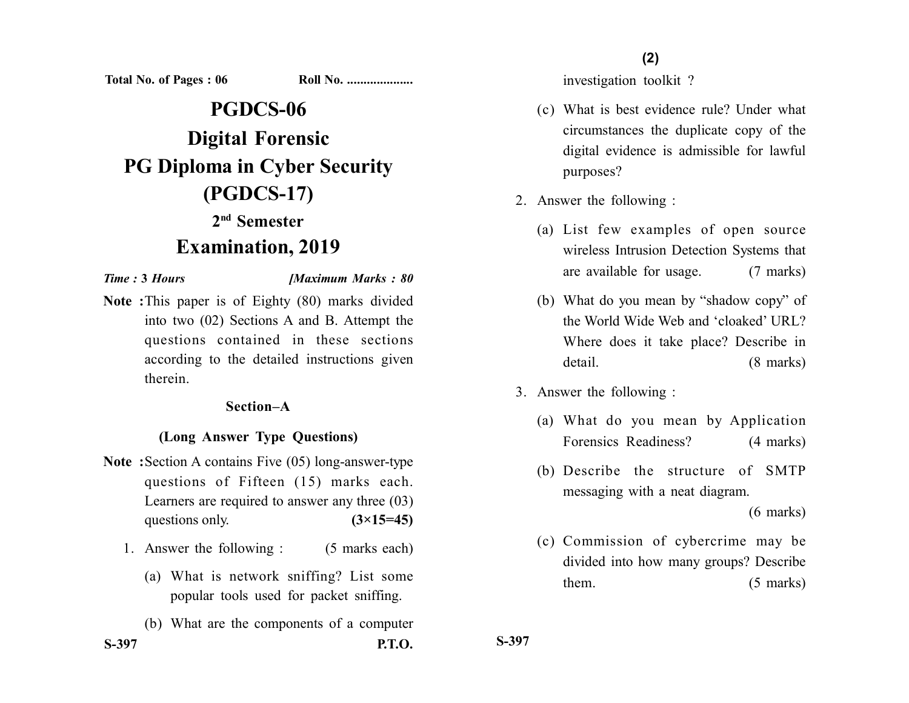Total No. of Pages : 06 Roll No. ....................

# PGDCS-06
# Digital Forensic
# PG Diploma in Cyber Security (PGDCS-17)
## 2nd Semester
## Examination, 2019

*Time : 3 Hours* *[Maximum Marks : 80*

**Note :** This paper is of Eighty (80) marks divided into two (02) Sections A and B. Attempt the questions contained in these sections according to the detailed instructions given therein.

### Section–A

### (Long Answer Type Questions)

**Note :** Section A contains Five (05) long-answer-type questions of Fifteen (15) marks each. Learners are required to answer any three (03) questions only. **(3×15=45)**

1. Answer the following : (5 marks each)

   (a) What is network sniffing? List some popular tools used for packet sniffing.

   (b) What are the components of a computer investigation toolkit ?

   (c) What is best evidence rule? Under what circumstances the duplicate copy of the digital evidence is admissible for lawful purposes?

2. Answer the following :

   (a) List few examples of open source wireless Intrusion Detection Systems that are available for usage. (7 marks)

   (b) What do you mean by "shadow copy" of the World Wide Web and 'cloaked' URL? Where does it take place? Describe in detail. (8 marks)

3. Answer the following :

   (a) What do you mean by Application Forensics Readiness? (4 marks)

   (b) Describe the structure of SMTP messaging with a neat diagram. (6 marks)

   (c) Commission of cybercrime may be divided into how many groups? Describe them. (5 marks)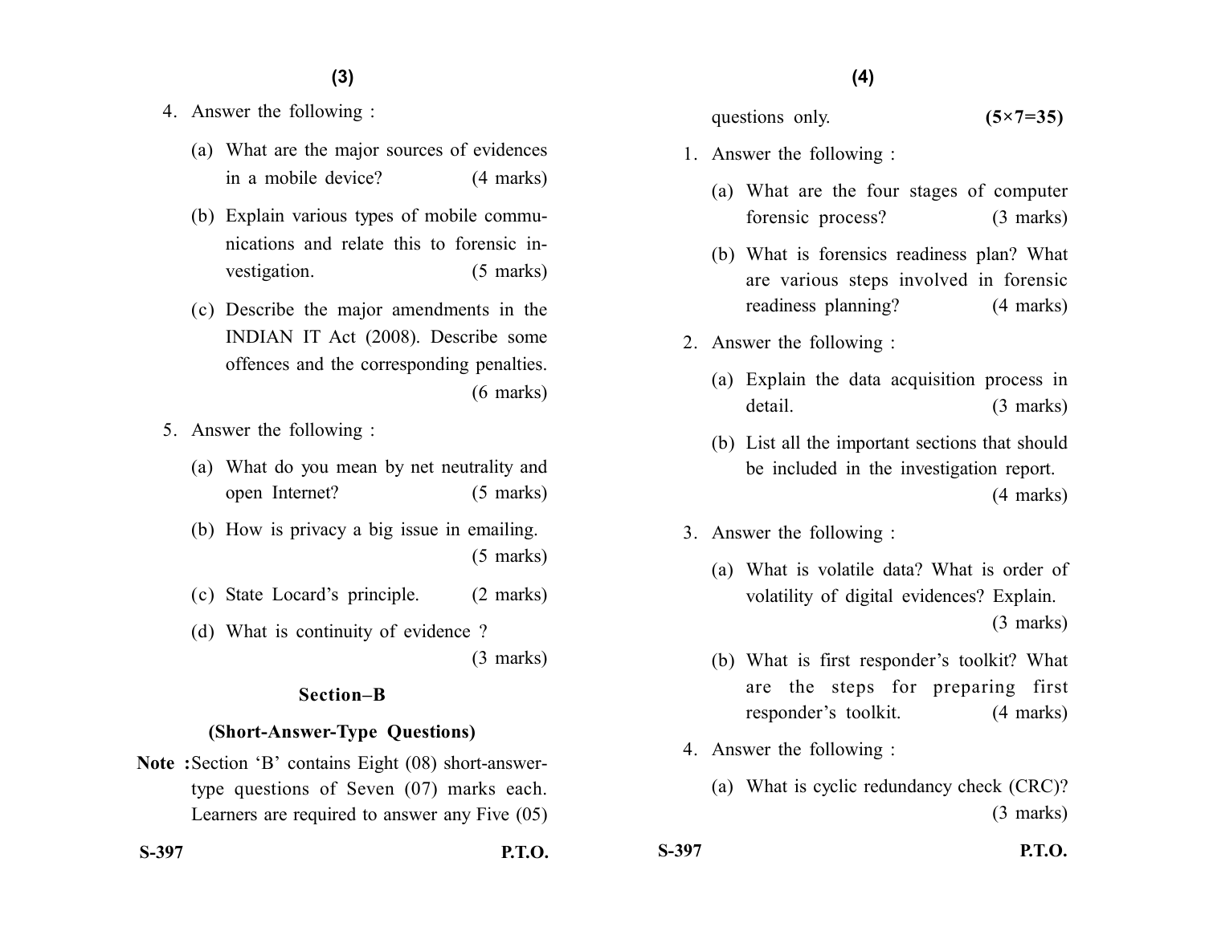4. Answer the following :

   (a) What are the major sources of evidences in a mobile device? (4 marks)

   (b) Explain various types of mobile communications and relate this to forensic investigation. (5 marks)

   (c) Describe the major amendments in the INDIAN IT Act (2008). Describe some offences and the corresponding penalties. (6 marks)

5. Answer the following :

   (a) What do you mean by net neutrality and open Internet? (5 marks)

   (b) How is privacy a big issue in emailing. (5 marks)

   (c) State Locard's principle. (2 marks)

   (d) What is continuity of evidence ? (3 marks)

## Section–B

### (Short-Answer-Type Questions)

**Note :** Section 'B' contains Eight (08) short-answer-type questions of Seven (07) marks each. Learners are required to answer any Five (05) questions only. **(5×7=35)**

1. Answer the following :

   (a) What are the four stages of computer forensic process? (3 marks)

   (b) What is forensics readiness plan? What are various steps involved in forensic readiness planning? (4 marks)

2. Answer the following :

   (a) Explain the data acquisition process in detail. (3 marks)

   (b) List all the important sections that should be included in the investigation report. (4 marks)

3. Answer the following :

   (a) What is volatile data? What is order of volatility of digital evidences? Explain. (3 marks)

   (b) What is first responder's toolkit? What are the steps for preparing first responder's toolkit. (4 marks)

4. Answer the following :

   (a) What is cyclic redundancy check (CRC)? (3 marks)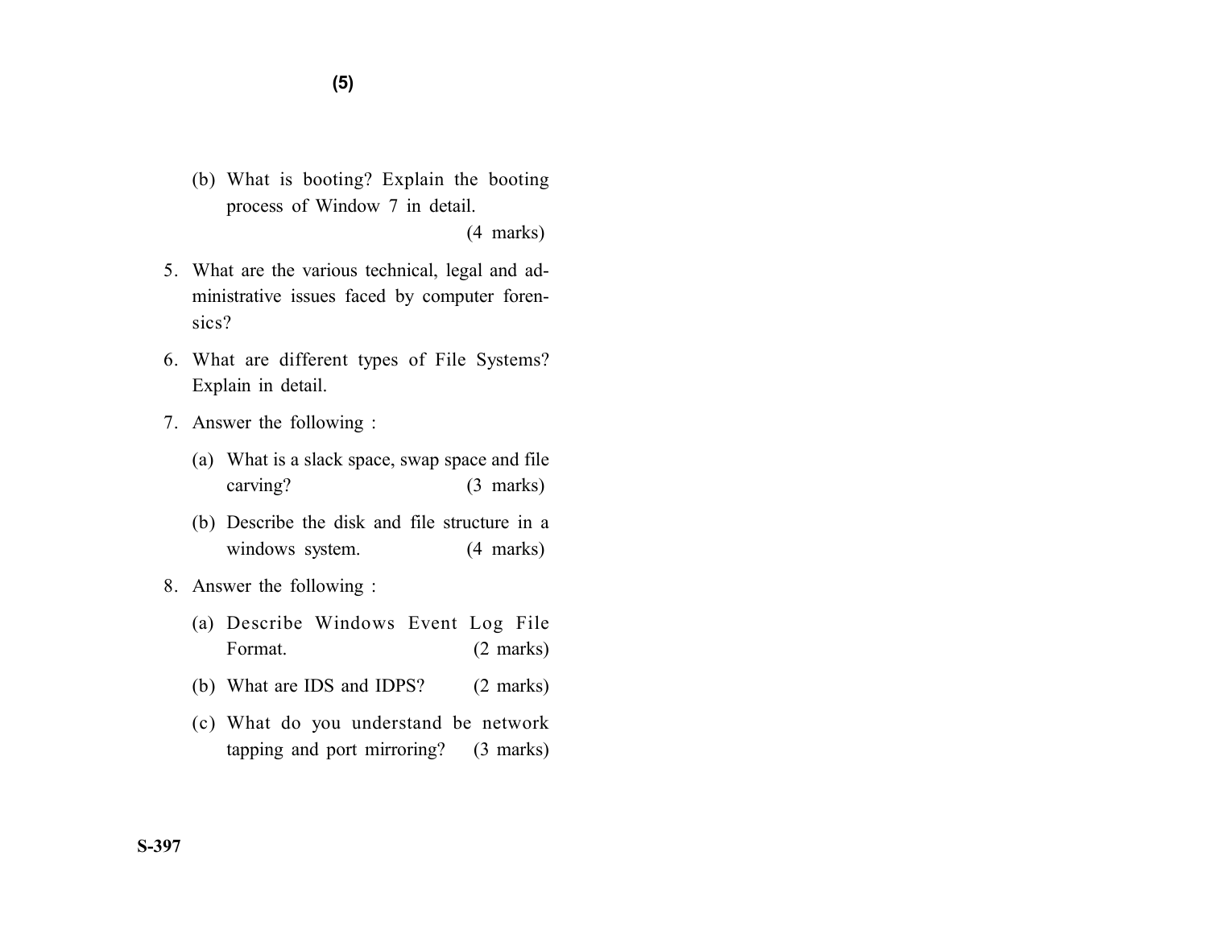(b) What is booting? Explain the booting process of Window 7 in detail.

(4 marks)

5. What are the various technical, legal and administrative issues faced by computer forensics?

6. What are different types of File Systems? Explain in detail.

7. Answer the following :

   (a) What is a slack space, swap space and file carving? (3 marks)

   (b) Describe the disk and file structure in a windows system. (4 marks)

8. Answer the following :

   (a) Describe Windows Event Log File Format. (2 marks)

   (b) What are IDS and IDPS? (2 marks)

   (c) What do you understand be network tapping and port mirroring? (3 marks)

S-397